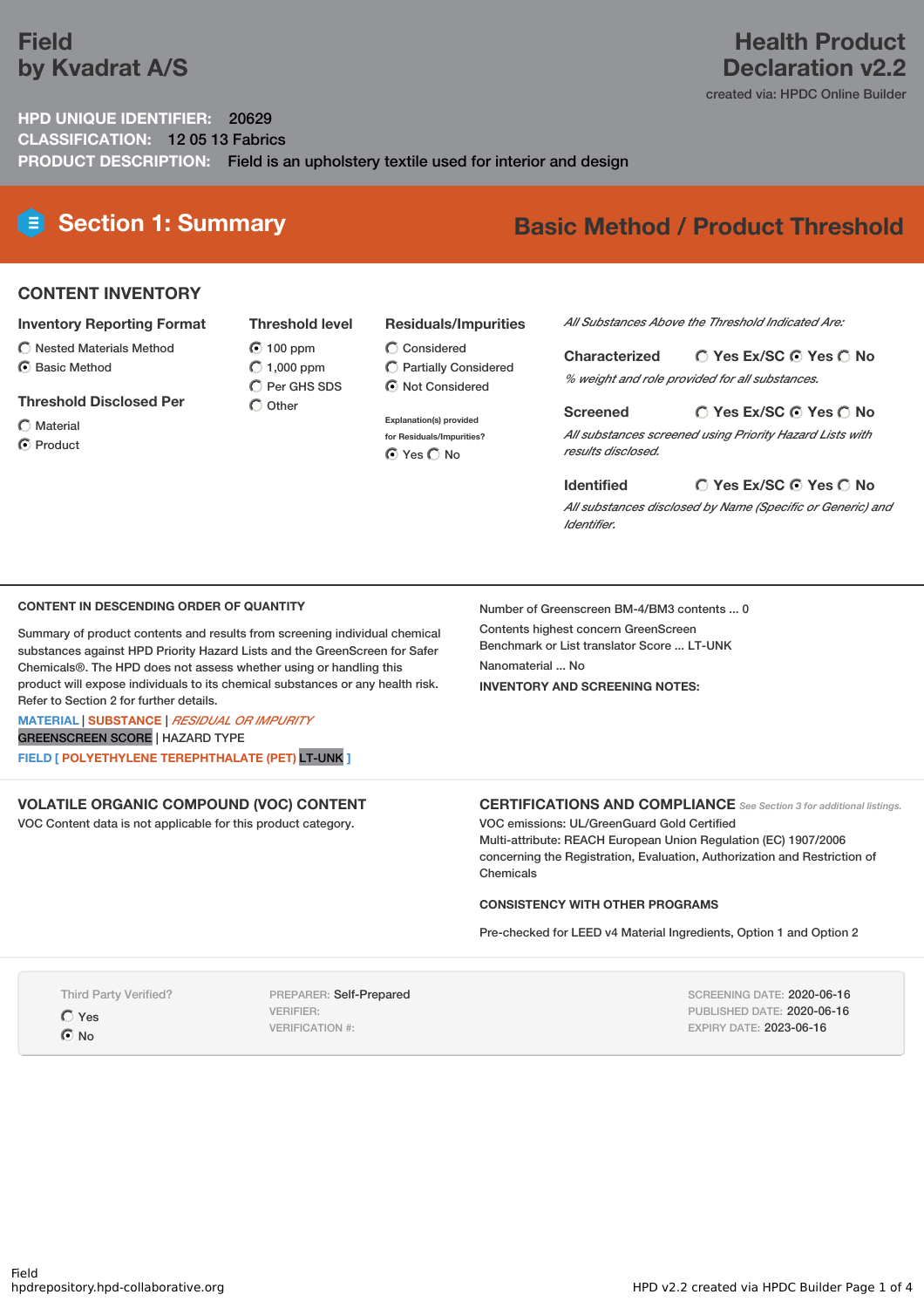# Field
## by Kvadrat A/S

# Health Product Declaration v2.2

created via: HPDC Online Builder

**HPD UNIQUE IDENTIFIER:** 20629
**CLASSIFICATION:** 12 05 13 Fabrics
**PRODUCT DESCRIPTION:** Field is an upholstery textile used for interior and design

## Section 1: Summary

**Basic Method / Product Threshold**

### CONTENT INVENTORY

**Inventory Reporting Format**
- ○ Nested Materials Method
- ◉ Basic Method

**Threshold Disclosed Per**
- ○ Material
- ◉ Product

**Threshold level**
- ◉ 100 ppm
- ○ 1,000 ppm
- ○ Per GHS SDS
- ○ Other

**Residuals/Impurities**
- ○ Considered
- ○ Partially Considered
- ◉ Not Considered

Explanation(s) provided for Residuals/Impurities?
◉ Yes ○ No

*All Substances Above the Threshold Indicated Are:*

**Characterized** ○ Yes Ex/SC ◉ Yes ○ No
*% weight and role provided for all substances.*

**Screened** ○ Yes Ex/SC ◉ Yes ○ No
*All substances screened using Priority Hazard Lists with results disclosed.*

**Identified** ○ Yes Ex/SC ◉ Yes ○ No
*All substances disclosed by Name (Specific or Generic) and Identifier.*

### CONTENT IN DESCENDING ORDER OF QUANTITY

Summary of product contents and results from screening individual chemical substances against HPD Priority Hazard Lists and the GreenScreen for Safer Chemicals®. The HPD does not assess whether using or handling this product will expose individuals to its chemical substances or any health risk. Refer to Section 2 for further details.

MATERIAL | SUBSTANCE | *RESIDUAL OR IMPURITY*
GREENSCREEN SCORE | HAZARD TYPE

**FIELD [ POLYETHYLENE TEREPHTHALATE (PET) LT-UNK ]**

Number of Greenscreen BM-4/BM3 contents ... 0

Contents highest concern GreenScreen Benchmark or List translator Score ... LT-UNK

Nanomaterial ... No

**INVENTORY AND SCREENING NOTES:**

### VOLATILE ORGANIC COMPOUND (VOC) CONTENT

VOC Content data is not applicable for this product category.

### CERTIFICATIONS AND COMPLIANCE

*See Section 3 for additional listings.*

VOC emissions: UL/GreenGuard Gold Certified
Multi-attribute: REACH European Union Regulation (EC) 1907/2006 concerning the Registration, Evaluation, Authorization and Restriction of Chemicals

**CONSISTENCY WITH OTHER PROGRAMS**

Pre-checked for LEED v4 Material Ingredients, Option 1 and Option 2

Third Party Verified?
- ○ Yes
- ◉ No

PREPARER: Self-Prepared
VERIFIER:
VERIFICATION #:

SCREENING DATE: 2020-06-16
PUBLISHED DATE: 2020-06-16
EXPIRY DATE: 2023-06-16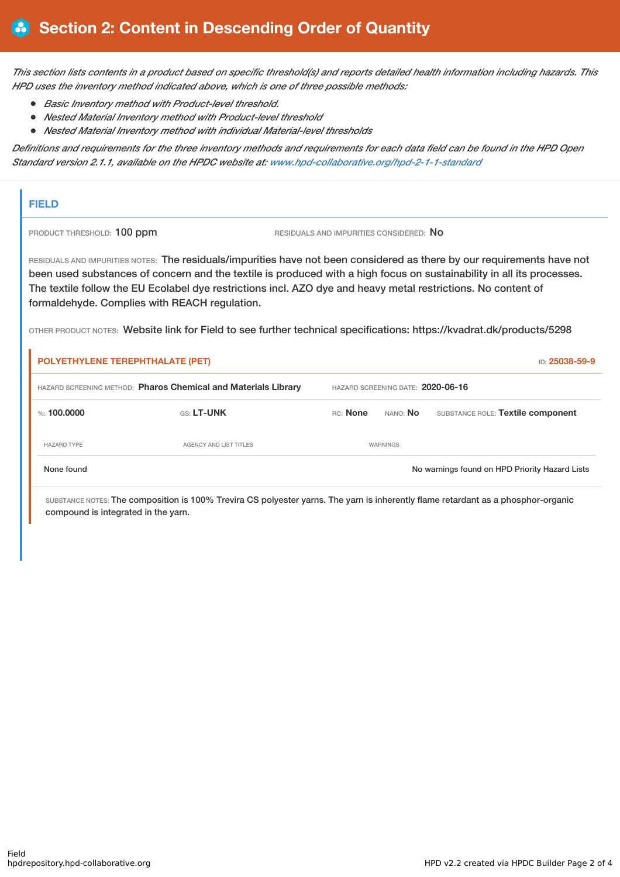# Section 2: Content in Descending Order of Quantity

*This section lists contents in a product based on specific threshold(s) and reports detailed health information including hazards. This HPD uses the inventory method indicated above, which is one of three possible methods:*

- *Basic Inventory method with Product-level threshold.*
- *Nested Material Inventory method with Product-level threshold*
- *Nested Material Inventory method with individual Material-level thresholds*

*Definitions and requirements for the three inventory methods and requirements for each data field can be found in the HPD Open Standard version 2.1.1, available on the HPDC website at: www.hpd-collaborative.org/hpd-2-1-1-standard*

## FIELD

PRODUCT THRESHOLD: 100 ppm

RESIDUALS AND IMPURITIES CONSIDERED: No

RESIDUALS AND IMPURITIES NOTES: The residuals/impurities have not been considered as there by our requirements have not been used substances of concern and the textile is produced with a high focus on sustainability in all its processes. The textile follow the EU Ecolabel dye restrictions incl. AZO dye and heavy metal restrictions. No content of formaldehyde. Complies with REACH regulation.

OTHER PRODUCT NOTES: Website link for Field to see further technical specifications: https://kvadrat.dk/products/5298

### POLYETHYLENE TEREPHTHALATE (PET)

ID: 25038-59-9

HAZARD SCREENING METHOD: **Pharos Chemical and Materials Library**

HAZARD SCREENING DATE: **2020-06-16**

%: **100.0000** | GS: **LT-UNK** | RC: **None** | NANO: **No** | SUBSTANCE ROLE: **Textile component**

| HAZARD TYPE | AGENCY AND LIST TITLES | WARNINGS |
| --- | --- | --- |
| None found | | No warnings found on HPD Priority Hazard Lists |

SUBSTANCE NOTES: The composition is 100% Trevira CS polyester yarns. The yarn is inherently flame retardant as a phosphor-organic compound is integrated in the yarn.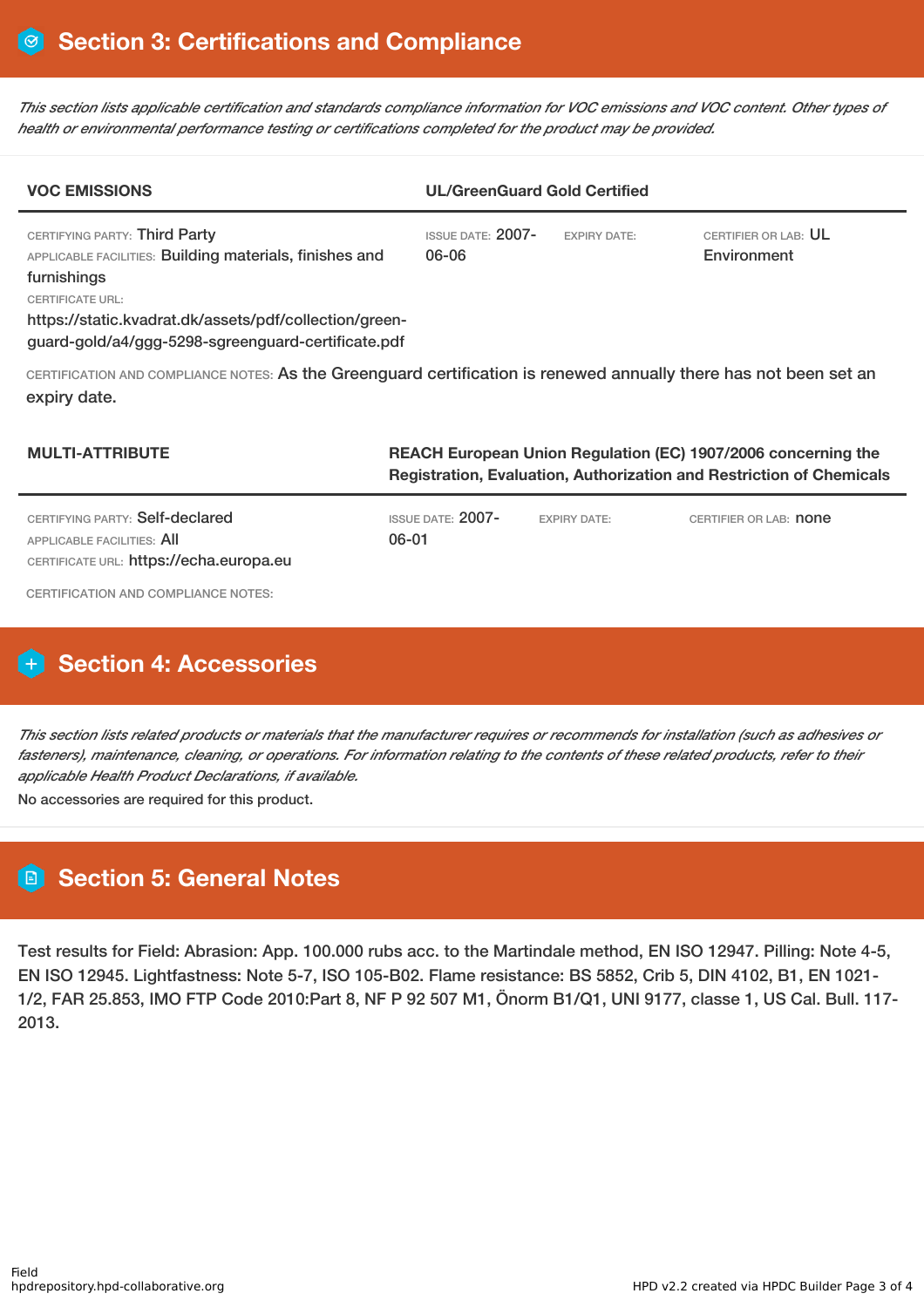## Section 3: Certifications and Compliance

*This section lists applicable certification and standards compliance information for VOC emissions and VOC content. Other types of health or environmental performance testing or certifications completed for the product may be provided.*

| VOC EMISSIONS | UL/GreenGuard Gold Certified | | |
|---|---|---|---|
| CERTIFYING PARTY: Third Party<br>APPLICABLE FACILITIES: Building materials, finishes and furnishings<br>CERTIFICATE URL:<br>https://static.kvadrat.dk/assets/pdf/collection/green-guard-gold/a4/ggg-5298-sgreenguard-certificate.pdf | ISSUE DATE: 2007-06-06 | EXPIRY DATE: | CERTIFIER OR LAB: UL Environment |

CERTIFICATION AND COMPLIANCE NOTES: As the Greenguard certification is renewed annually there has not been set an expiry date.

| MULTI-ATTRIBUTE | REACH European Union Regulation (EC) 1907/2006 concerning the Registration, Evaluation, Authorization and Restriction of Chemicals | | |
|---|---|---|---|
| CERTIFYING PARTY: Self-declared<br>APPLICABLE FACILITIES: All<br>CERTIFICATE URL: https://echa.europa.eu | ISSUE DATE: 2007-06-01 | EXPIRY DATE: | CERTIFIER OR LAB: none |

CERTIFICATION AND COMPLIANCE NOTES:

## Section 4: Accessories

*This section lists related products or materials that the manufacturer requires or recommends for installation (such as adhesives or fasteners), maintenance, cleaning, or operations. For information relating to the contents of these related products, refer to their applicable Health Product Declarations, if available.*

No accessories are required for this product.

## Section 5: General Notes

Test results for Field: Abrasion: App. 100.000 rubs acc. to the Martindale method, EN ISO 12947. Pilling: Note 4-5, EN ISO 12945. Lightfastness: Note 5-7, ISO 105-B02. Flame resistance: BS 5852, Crib 5, DIN 4102, B1, EN 1021-1/2, FAR 25.853, IMO FTP Code 2010:Part 8, NF P 92 507 M1, Önorm B1/Q1, UNI 9177, classe 1, US Cal. Bull. 117-2013.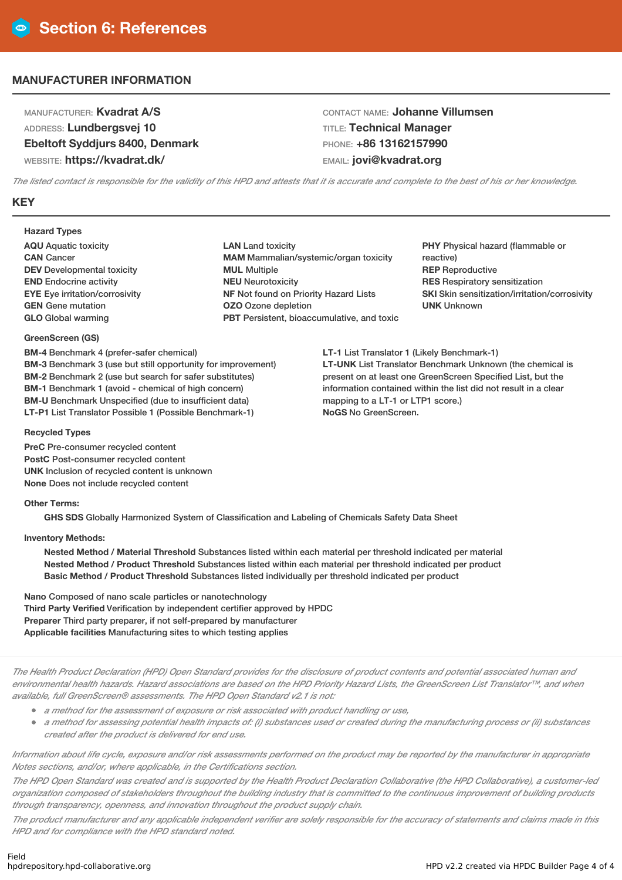# Section 6: References

## MANUFACTURER INFORMATION

MANUFACTURER: **Kvadrat A/S**
ADDRESS: **Lundbergsvej 10**
**Ebeltoft Syddjurs 8400, Denmark**
WEBSITE: **https://kvadrat.dk/**

CONTACT NAME: **Johanne Villumsen**
TITLE: **Technical Manager**
PHONE: **+86 13162157990**
EMAIL: **jovi@kvadrat.org**

*The listed contact is responsible for the validity of this HPD and attests that it is accurate and complete to the best of his or her knowledge.*

## KEY

### Hazard Types

**AQU** Aquatic toxicity
**CAN** Cancer
**DEV** Developmental toxicity
**END** Endocrine activity
**EYE** Eye irritation/corrosivity
**GEN** Gene mutation
**GLO** Global warming
**LAN** Land toxicity
**MAM** Mammalian/systemic/organ toxicity
**MUL** Multiple
**NEU** Neurotoxicity
**NF** Not found on Priority Hazard Lists
**OZO** Ozone depletion
**PBT** Persistent, bioaccumulative, and toxic
**PHY** Physical hazard (flammable or reactive)
**REP** Reproductive
**RES** Respiratory sensitization
**SKI** Skin sensitization/irritation/corrosivity
**UNK** Unknown

### GreenScreen (GS)

**BM-4** Benchmark 4 (prefer-safer chemical)
**BM-3** Benchmark 3 (use but still opportunity for improvement)
**BM-2** Benchmark 2 (use but search for safer substitutes)
**BM-1** Benchmark 1 (avoid - chemical of high concern)
**BM-U** Benchmark Unspecified (due to insufficient data)
**LT-P1** List Translator Possible 1 (Possible Benchmark-1)
**LT-1** List Translator 1 (Likely Benchmark-1)
**LT-UNK** List Translator Benchmark Unknown (the chemical is present on at least one GreenScreen Specified List, but the information contained within the list did not result in a clear mapping to a LT-1 or LTP1 score.)
**NoGS** No GreenScreen.

### Recycled Types

**PreC** Pre-consumer recycled content
**PostC** Post-consumer recycled content
**UNK** Inclusion of recycled content is unknown
**None** Does not include recycled content

### Other Terms:

**GHS SDS** Globally Harmonized System of Classification and Labeling of Chemicals Safety Data Sheet

### Inventory Methods:

**Nested Method / Material Threshold** Substances listed within each material per threshold indicated per material
**Nested Method / Product Threshold** Substances listed within each material per threshold indicated per product
**Basic Method / Product Threshold** Substances listed individually per threshold indicated per product

**Nano** Composed of nano scale particles or nanotechnology
**Third Party Verified** Verification by independent certifier approved by HPDC
**Preparer** Third party preparer, if not self-prepared by manufacturer
**Applicable facilities** Manufacturing sites to which testing applies

*The Health Product Declaration (HPD) Open Standard provides for the disclosure of product contents and potential associated human and environmental health hazards. Hazard associations are based on the HPD Priority Hazard Lists, the GreenScreen List Translator™, and when available, full GreenScreen® assessments. The HPD Open Standard v2.1 is not:*

- *a method for the assessment of exposure or risk associated with product handling or use,*
- *a method for assessing potential health impacts of: (i) substances used or created during the manufacturing process or (ii) substances created after the product is delivered for end use.*

*Information about life cycle, exposure and/or risk assessments performed on the product may be reported by the manufacturer in appropriate Notes sections, and/or, where applicable, in the Certifications section.*

*The HPD Open Standard was created and is supported by the Health Product Declaration Collaborative (the HPD Collaborative), a customer-led organization composed of stakeholders throughout the building industry that is committed to the continuous improvement of building products through transparency, openness, and innovation throughout the product supply chain.*

*The product manufacturer and any applicable independent verifier are solely responsible for the accuracy of statements and claims made in this HPD and for compliance with the HPD standard noted.*